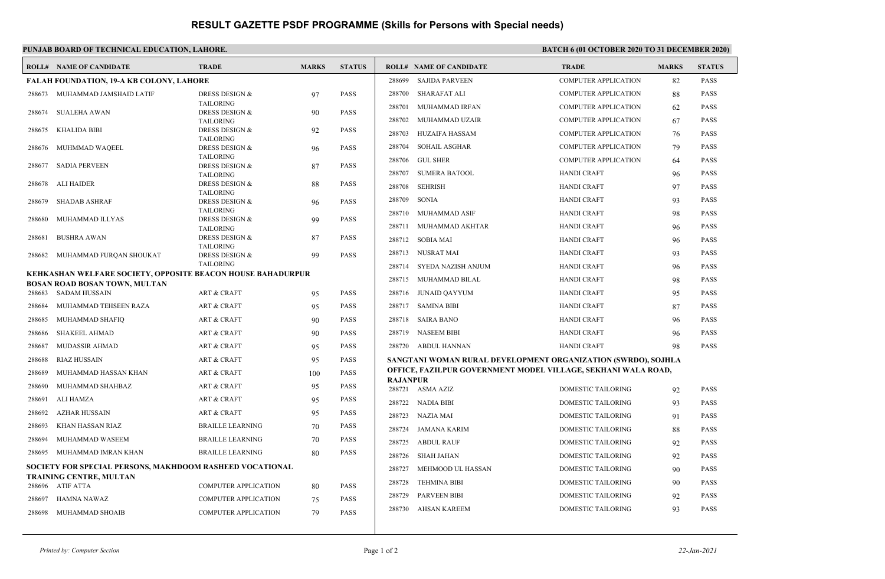# RESULT GAZETTE PSDF PROGRAMME (Skills for Persons with Special needs)

**PUNJAB BOARD OF TECHNICAL EDUCATION, LAHORE.**

**BATCH 6 (01 OCTOBER 2020 TO 31 DECEMBER 2020)**

| ROLL# | NAME OF CANDIDATE | TRADE | MARKS | STATUS |
|---|---|---|---|---|
| **FALAH FOUNDATION, 19-A KB COLONY, LAHORE** | | | | |
| 288673 | MUHAMMAD JAMSHAID LATIF | DRESS DESIGN & TAILORING | 97 | PASS |
| 288674 | SUALEHA AWAN | DRESS DESIGN & TAILORING | 90 | PASS |
| 288675 | KHALIDA BIBI | DRESS DESIGN & TAILORING | 92 | PASS |
| 288676 | MUHMMAD WAQEEL | DRESS DESIGN & TAILORING | 96 | PASS |
| 288677 | SADIA PERVEEN | DRESS DESIGN & TAILORING | 87 | PASS |
| 288678 | ALI HAIDER | DRESS DESIGN & TAILORING | 88 | PASS |
| 288679 | SHADAB ASHRAF | DRESS DESIGN & TAILORING | 96 | PASS |
| 288680 | MUHAMMAD ILLYAS | DRESS DESIGN & TAILORING | 99 | PASS |
| 288681 | BUSHRA AWAN | DRESS DESIGN & TAILORING | 87 | PASS |
| 288682 | MUHAMMAD FURQAN SHOUKAT | DRESS DESIGN & TAILORING | 99 | PASS |
| **KEHKASHAN WELFARE SOCIETY, OPPOSITE BEACON HOUSE BAHADURPUR BOSAN ROAD BOSAN TOWN, MULTAN** | | | | |
| 288683 | SADAM HUSSAIN | ART & CRAFT | 95 | PASS |
| 288684 | MUHAMMAD TEHSEEN RAZA | ART & CRAFT | 95 | PASS |
| 288685 | MUHAMMAD SHAFIQ | ART & CRAFT | 90 | PASS |
| 288686 | SHAKEEL AHMAD | ART & CRAFT | 90 | PASS |
| 288687 | MUDASSIR AHMAD | ART & CRAFT | 95 | PASS |
| 288688 | RIAZ HUSSAIN | ART & CRAFT | 95 | PASS |
| 288689 | MUHAMMAD HASSAN KHAN | ART & CRAFT | 100 | PASS |
| 288690 | MUHAMMAD SHAHBAZ | ART & CRAFT | 95 | PASS |
| 288691 | ALI HAMZA | ART & CRAFT | 95 | PASS |
| 288692 | AZHAR HUSSAIN | ART & CRAFT | 95 | PASS |
| 288693 | KHAN HASSAN RIAZ | BRAILLE LEARNING | 70 | PASS |
| 288694 | MUHAMMAD WASEEM | BRAILLE LEARNING | 70 | PASS |
| 288695 | MUHAMMAD IMRAN KHAN | BRAILLE LEARNING | 80 | PASS |
| **SOCIETY FOR SPECIAL PERSONS, MAKHDOOM RASHEED VOCATIONAL TRAINING CENTRE, MULTAN** | | | | |
| 288696 | ATIF ATTA | COMPUTER APPLICATION | 80 | PASS |
| 288697 | HAMNA NAWAZ | COMPUTER APPLICATION | 75 | PASS |
| 288698 | MUHAMMAD SHOAIB | COMPUTER APPLICATION | 79 | PASS |
| 288699 | SAJIDA PARVEEN | COMPUTER APPLICATION | 82 | PASS |
| 288700 | SHARAFAT ALI | COMPUTER APPLICATION | 88 | PASS |
| 288701 | MUHAMMAD IRFAN | COMPUTER APPLICATION | 62 | PASS |
| 288702 | MUHAMMAD UZAIR | COMPUTER APPLICATION | 67 | PASS |
| 288703 | HUZAIFA HASSAM | COMPUTER APPLICATION | 76 | PASS |
| 288704 | SOHAIL ASGHAR | COMPUTER APPLICATION | 79 | PASS |
| 288706 | GUL SHER | COMPUTER APPLICATION | 64 | PASS |
| 288707 | SUMERA BATOOL | HANDI CRAFT | 96 | PASS |
| 288708 | SEHRISH | HANDI CRAFT | 97 | PASS |
| 288709 | SONIA | HANDI CRAFT | 93 | PASS |
| 288710 | MUHAMMAD ASIF | HANDI CRAFT | 98 | PASS |
| 288711 | MUHAMMAD AKHTAR | HANDI CRAFT | 96 | PASS |
| 288712 | SOBIA MAI | HANDI CRAFT | 96 | PASS |
| 288713 | NUSRAT MAI | HANDI CRAFT | 93 | PASS |
| 288714 | SYEDA NAZISH ANJUM | HANDI CRAFT | 96 | PASS |
| 288715 | MUHAMMAD BILAL | HANDI CRAFT | 98 | PASS |
| 288716 | JUNAID QAYYUM | HANDI CRAFT | 95 | PASS |
| 288717 | SAMINA BIBI | HANDI CRAFT | 87 | PASS |
| 288718 | SAIRA BANO | HANDI CRAFT | 96 | PASS |
| 288719 | NASEEM BIBI | HANDI CRAFT | 96 | PASS |
| 288720 | ABDUL HANNAN | HANDI CRAFT | 98 | PASS |
| **SANGTANI WOMAN RURAL DEVELOPMENT ORGANIZATION (SWRDO), SOJHLA OFFICE, FAZILPUR GOVERNMENT MODEL VILLAGE, SEKHANI WALA ROAD, RAJANPUR** | | | | |
| 288721 | ASMA AZIZ | DOMESTIC TAILORING | 92 | PASS |
| 288722 | NADIA BIBI | DOMESTIC TAILORING | 93 | PASS |
| 288723 | NAZIA MAI | DOMESTIC TAILORING | 91 | PASS |
| 288724 | JAMANA KARIM | DOMESTIC TAILORING | 88 | PASS |
| 288725 | ABDUL RAUF | DOMESTIC TAILORING | 92 | PASS |
| 288726 | SHAH JAHAN | DOMESTIC TAILORING | 92 | PASS |
| 288727 | MEHMOOD UL HASSAN | DOMESTIC TAILORING | 90 | PASS |
| 288728 | TEHMINA BIBI | DOMESTIC TAILORING | 90 | PASS |
| 288729 | PARVEEN BIBI | DOMESTIC TAILORING | 92 | PASS |
| 288730 | AHSAN KAREEM | DOMESTIC TAILORING | 93 | PASS |

*Printed by: Computer Section* — *22-Jan-2021*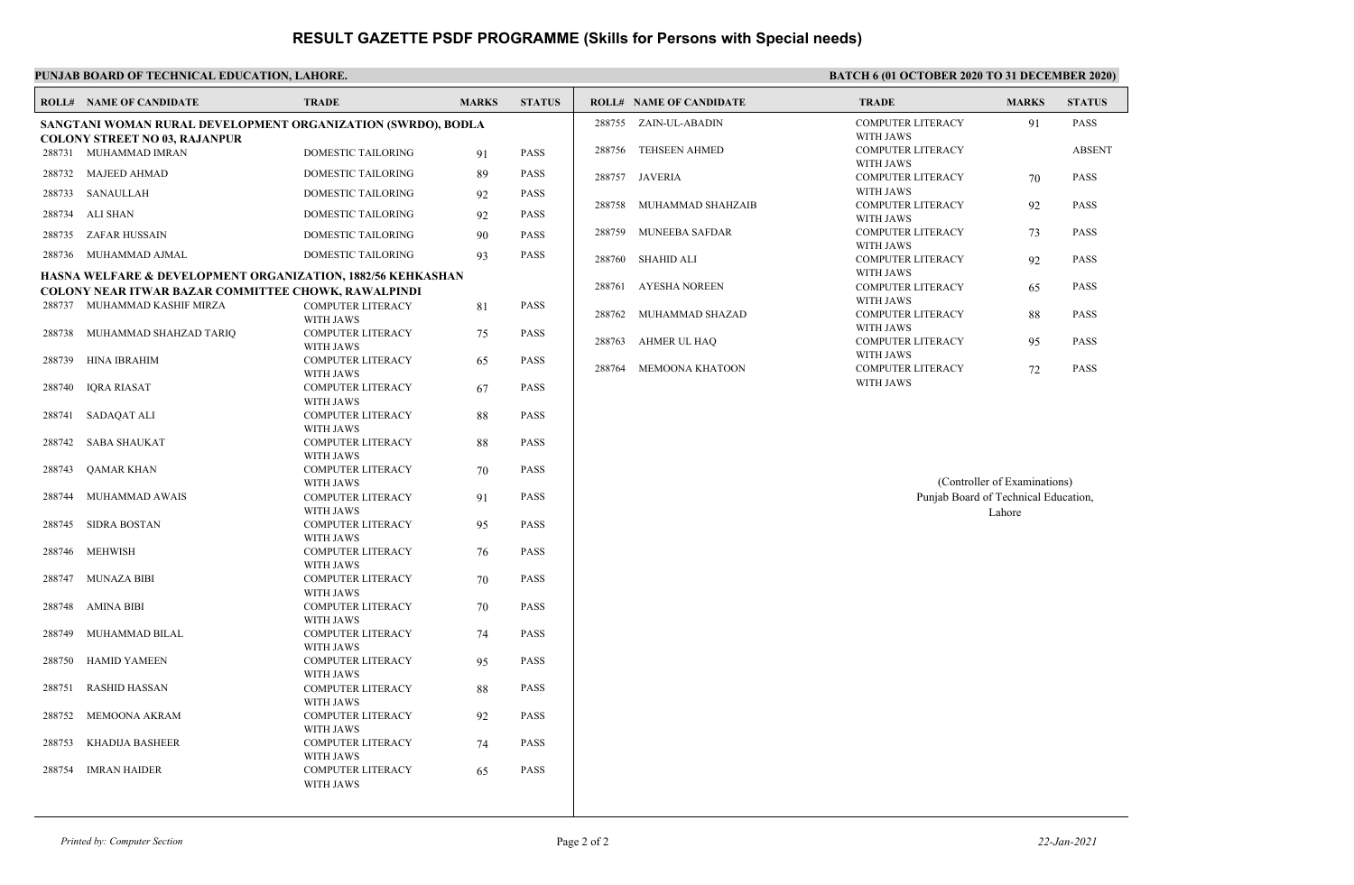# RESULT GAZETTE PSDF PROGRAMME (Skills for Persons with Special needs)

**PUNJAB BOARD OF TECHNICAL EDUCATION, LAHORE.**

**BATCH 6 (01 OCTOBER 2020 TO 31 DECEMBER 2020)**

| ROLL# | NAME OF CANDIDATE | TRADE | MARKS | STATUS |
|---|---|---|---|---|
| **SANGTANI WOMAN RURAL DEVELOPMENT ORGANIZATION (SWRDO), BODLA COLONY STREET NO 03, RAJANPUR** | | | | |
| 288731 | MUHAMMAD IMRAN | DOMESTIC TAILORING | 91 | PASS |
| 288732 | MAJEED AHMAD | DOMESTIC TAILORING | 89 | PASS |
| 288733 | SANAULLAH | DOMESTIC TAILORING | 92 | PASS |
| 288734 | ALI SHAN | DOMESTIC TAILORING | 92 | PASS |
| 288735 | ZAFAR HUSSAIN | DOMESTIC TAILORING | 90 | PASS |
| 288736 | MUHAMMAD AJMAL | DOMESTIC TAILORING | 93 | PASS |
| **HASNA WELFARE & DEVELOPMENT ORGANIZATION, 1882/56 KEHKASHAN COLONY NEAR ITWAR BAZAR COMMITTEE CHOWK, RAWALPINDI** | | | | |
| 288737 | MUHAMMAD KASHIF MIRZA | COMPUTER LITERACY WITH JAWS | 81 | PASS |
| 288738 | MUHAMMAD SHAHZAD TARIQ | COMPUTER LITERACY WITH JAWS | 75 | PASS |
| 288739 | HINA IBRAHIM | COMPUTER LITERACY WITH JAWS | 65 | PASS |
| 288740 | IQRA RIASAT | COMPUTER LITERACY WITH JAWS | 67 | PASS |
| 288741 | SADAQAT ALI | COMPUTER LITERACY WITH JAWS | 88 | PASS |
| 288742 | SABA SHAUKAT | COMPUTER LITERACY WITH JAWS | 88 | PASS |
| 288743 | QAMAR KHAN | COMPUTER LITERACY WITH JAWS | 70 | PASS |
| 288744 | MUHAMMAD AWAIS | COMPUTER LITERACY WITH JAWS | 91 | PASS |
| 288745 | SIDRA BOSTAN | COMPUTER LITERACY WITH JAWS | 95 | PASS |
| 288746 | MEHWISH | COMPUTER LITERACY WITH JAWS | 76 | PASS |
| 288747 | MUNAZA BIBI | COMPUTER LITERACY WITH JAWS | 70 | PASS |
| 288748 | AMINA BIBI | COMPUTER LITERACY WITH JAWS | 70 | PASS |
| 288749 | MUHAMMAD BILAL | COMPUTER LITERACY WITH JAWS | 74 | PASS |
| 288750 | HAMID YAMEEN | COMPUTER LITERACY WITH JAWS | 95 | PASS |
| 288751 | RASHID HASSAN | COMPUTER LITERACY WITH JAWS | 88 | PASS |
| 288752 | MEMOONA AKRAM | COMPUTER LITERACY WITH JAWS | 92 | PASS |
| 288753 | KHADIJA BASHEER | COMPUTER LITERACY WITH JAWS | 74 | PASS |
| 288754 | IMRAN HAIDER | COMPUTER LITERACY WITH JAWS | 65 | PASS |
| 288755 | ZAIN-UL-ABADIN | COMPUTER LITERACY WITH JAWS | 91 | PASS |
| 288756 | TEHSEEN AHMED | COMPUTER LITERACY WITH JAWS | | ABSENT |
| 288757 | JAVERIA | COMPUTER LITERACY WITH JAWS | 70 | PASS |
| 288758 | MUHAMMAD SHAHZAIB | COMPUTER LITERACY WITH JAWS | 92 | PASS |
| 288759 | MUNEEBA SAFDAR | COMPUTER LITERACY WITH JAWS | 73 | PASS |
| 288760 | SHAHID ALI | COMPUTER LITERACY WITH JAWS | 92 | PASS |
| 288761 | AYESHA NOREEN | COMPUTER LITERACY WITH JAWS | 65 | PASS |
| 288762 | MUHAMMAD SHAZAD | COMPUTER LITERACY WITH JAWS | 88 | PASS |
| 288763 | AHMER UL HAQ | COMPUTER LITERACY WITH JAWS | 95 | PASS |
| 288764 | MEMOONA KHATOON | COMPUTER LITERACY WITH JAWS | 72 | PASS |

(Controller of Examinations)
Punjab Board of Technical Education,
Lahore

*Printed by: Computer Section*

*22-Jan-2021*